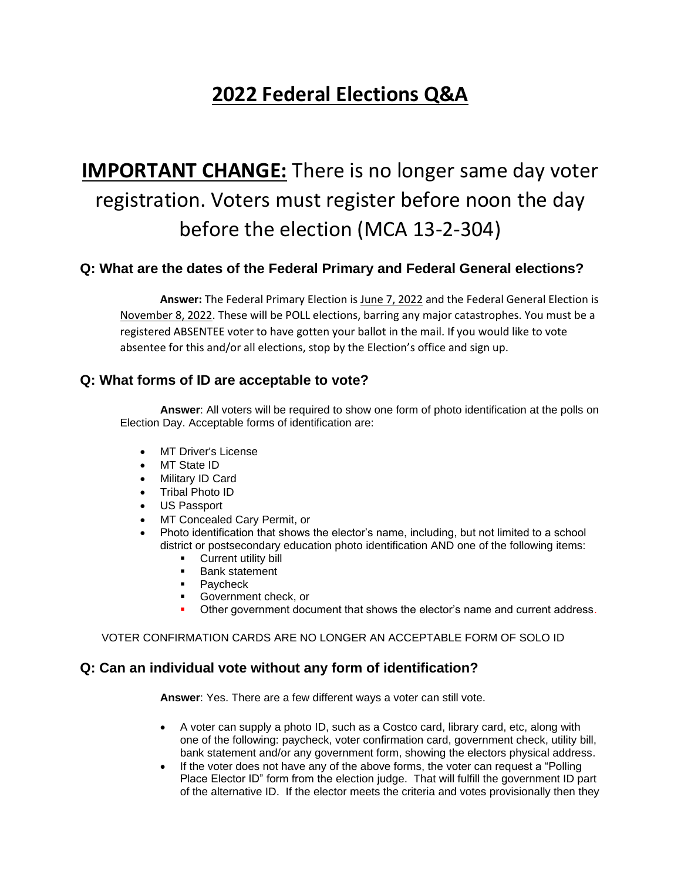# 2022 Federal Elections Q&A

## **IMPORTANT CHANGE:** There is no longer same day voter registration. Voters must register before noon the day before the election (MCA 13-2-304)

### Q: What are the dates of the Federal Primary and Federal General elections?

**Answer:** The Federal Primary Election is June 7, 2022 and the Federal General Election is November 8, 2022. These will be POLL elections, barring any major catastrophes. You must be a registered ABSENTEE voter to have gotten your ballot in the mail. If you would like to vote absentee for this and/or all elections, stop by the Election's office and sign up.

### Q: What forms of ID are acceptable to vote?

**Answer**: All voters will be required to show one form of photo identification at the polls on Election Day. Acceptable forms of identification are:

- MT Driver's License
- MT State ID
- Military ID Card
- Tribal Photo ID
- US Passport
- MT Concealed Cary Permit, or
- Photo identification that shows the elector's name, including, but not limited to a school district or postsecondary education photo identification AND one of the following items:
  - Current utility bill
  - Bank statement
  - Paycheck
  - Government check, or
  - Other government document that shows the elector's name and current address.

VOTER CONFIRMATION CARDS ARE NO LONGER AN ACCEPTABLE FORM OF SOLO ID

### Q: Can an individual vote without any form of identification?

**Answer**: Yes. There are a few different ways a voter can still vote.

- A voter can supply a photo ID, such as a Costco card, library card, etc, along with one of the following: paycheck, voter confirmation card, government check, utility bill, bank statement and/or any government form, showing the electors physical address.
- If the voter does not have any of the above forms, the voter can request a "Polling Place Elector ID" form from the election judge. That will fulfill the government ID part of the alternative ID. If the elector meets the criteria and votes provisionally then they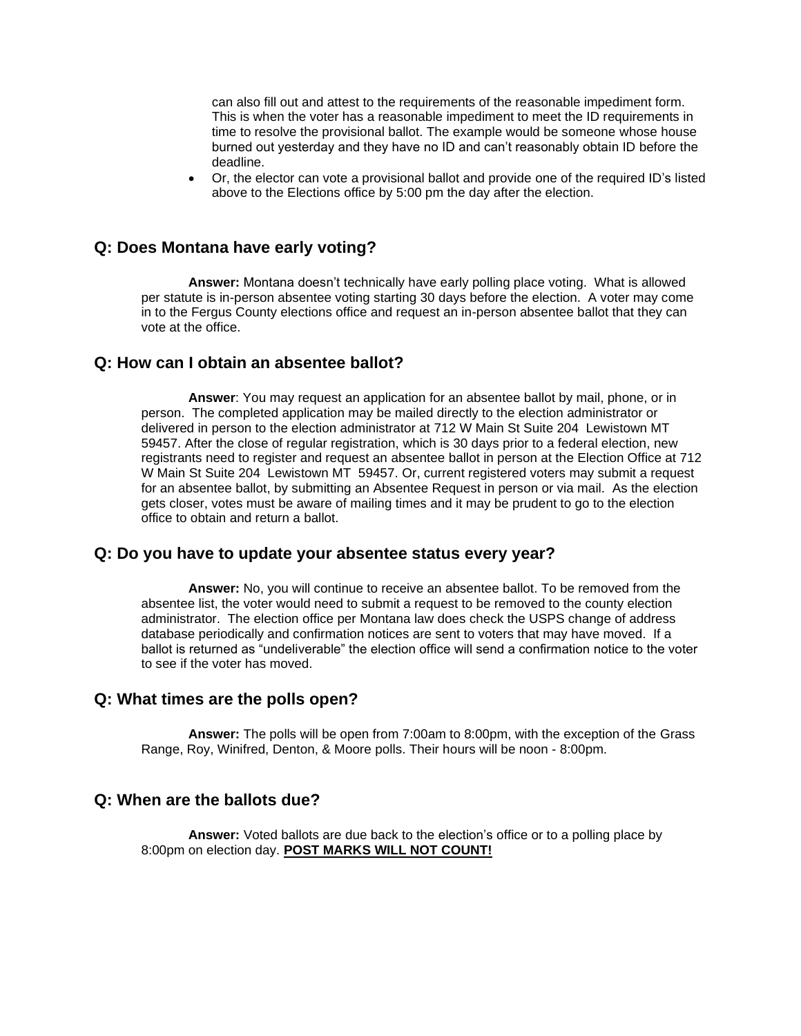can also fill out and attest to the requirements of the reasonable impediment form. This is when the voter has a reasonable impediment to meet the ID requirements in time to resolve the provisional ballot. The example would be someone whose house burned out yesterday and they have no ID and can't reasonably obtain ID before the deadline.

- Or, the elector can vote a provisional ballot and provide one of the required ID's listed above to the Elections office by 5:00 pm the day after the election.

## Q: Does Montana have early voting?

**Answer:** Montana doesn't technically have early polling place voting. What is allowed per statute is in-person absentee voting starting 30 days before the election. A voter may come in to the Fergus County elections office and request an in-person absentee ballot that they can vote at the office.

## Q: How can I obtain an absentee ballot?

**Answer**: You may request an application for an absentee ballot by mail, phone, or in person. The completed application may be mailed directly to the election administrator or delivered in person to the election administrator at 712 W Main St Suite 204 Lewistown MT 59457. After the close of regular registration, which is 30 days prior to a federal election, new registrants need to register and request an absentee ballot in person at the Election Office at 712 W Main St Suite 204 Lewistown MT 59457. Or, current registered voters may submit a request for an absentee ballot, by submitting an Absentee Request in person or via mail. As the election gets closer, votes must be aware of mailing times and it may be prudent to go to the election office to obtain and return a ballot.

## Q: Do you have to update your absentee status every year?

**Answer:** No, you will continue to receive an absentee ballot. To be removed from the absentee list, the voter would need to submit a request to be removed to the county election administrator. The election office per Montana law does check the USPS change of address database periodically and confirmation notices are sent to voters that may have moved. If a ballot is returned as "undeliverable" the election office will send a confirmation notice to the voter to see if the voter has moved.

## Q: What times are the polls open?

**Answer:** The polls will be open from 7:00am to 8:00pm, with the exception of the Grass Range, Roy, Winifred, Denton, & Moore polls. Their hours will be noon - 8:00pm.

## Q: When are the ballots due?

**Answer:** Voted ballots are due back to the election's office or to a polling place by 8:00pm on election day. **POST MARKS WILL NOT COUNT!**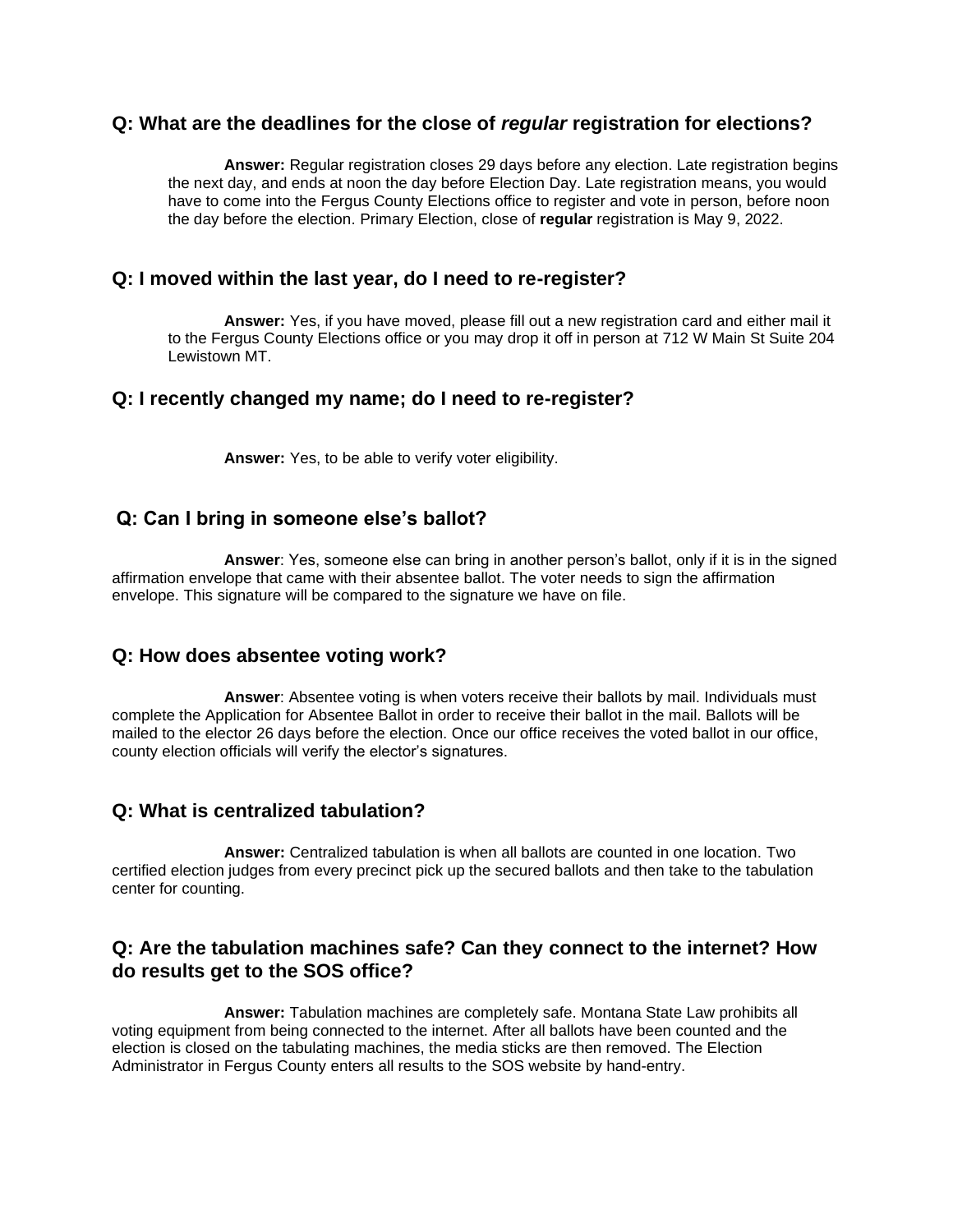### Q: What are the deadlines for the close of *regular* registration for elections?

**Answer:** Regular registration closes 29 days before any election. Late registration begins the next day, and ends at noon the day before Election Day. Late registration means, you would have to come into the Fergus County Elections office to register and vote in person, before noon the day before the election. Primary Election, close of **regular** registration is May 9, 2022.

### Q: I moved within the last year, do I need to re-register?

**Answer:** Yes, if you have moved, please fill out a new registration card and either mail it to the Fergus County Elections office or you may drop it off in person at 712 W Main St Suite 204 Lewistown MT.

### Q: I recently changed my name; do I need to re-register?

**Answer:** Yes, to be able to verify voter eligibility.

### Q: Can I bring in someone else's ballot?

**Answer**: Yes, someone else can bring in another person's ballot, only if it is in the signed affirmation envelope that came with their absentee ballot. The voter needs to sign the affirmation envelope. This signature will be compared to the signature we have on file.

### Q: How does absentee voting work?

**Answer**: Absentee voting is when voters receive their ballots by mail. Individuals must complete the Application for Absentee Ballot in order to receive their ballot in the mail. Ballots will be mailed to the elector 26 days before the election. Once our office receives the voted ballot in our office, county election officials will verify the elector's signatures.

### Q: What is centralized tabulation?

**Answer:** Centralized tabulation is when all ballots are counted in one location. Two certified election judges from every precinct pick up the secured ballots and then take to the tabulation center for counting.

### Q: Are the tabulation machines safe? Can they connect to the internet? How do results get to the SOS office?

**Answer:** Tabulation machines are completely safe. Montana State Law prohibits all voting equipment from being connected to the internet. After all ballots have been counted and the election is closed on the tabulating machines, the media sticks are then removed. The Election Administrator in Fergus County enters all results to the SOS website by hand-entry.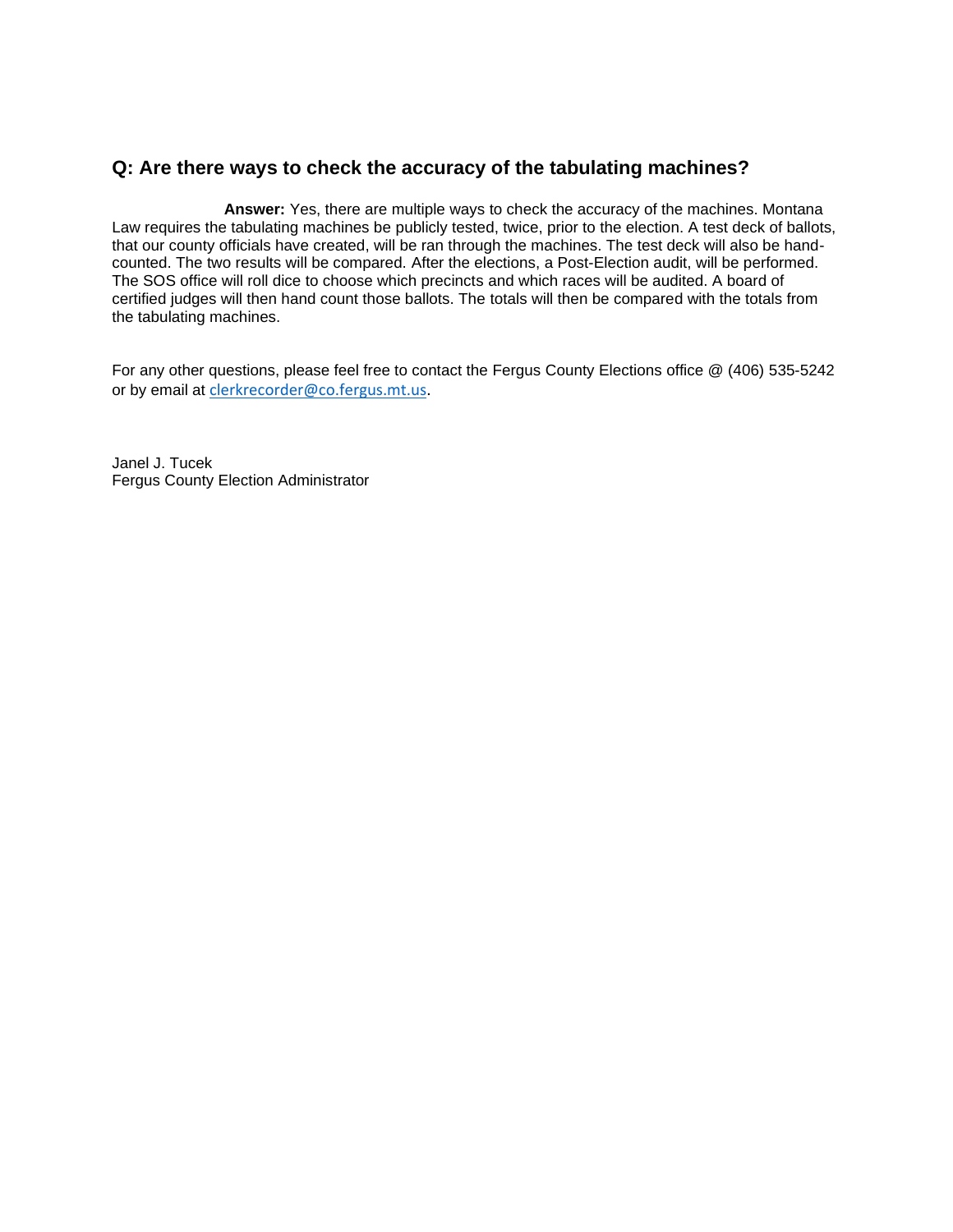### Q: Are there ways to check the accuracy of the tabulating machines?

**Answer:** Yes, there are multiple ways to check the accuracy of the machines. Montana Law requires the tabulating machines be publicly tested, twice, prior to the election. A test deck of ballots, that our county officials have created, will be ran through the machines. The test deck will also be hand-counted. The two results will be compared. After the elections, a Post-Election audit, will be performed. The SOS office will roll dice to choose which precincts and which races will be audited. A board of certified judges will then hand count those ballots. The totals will then be compared with the totals from the tabulating machines.

For any other questions, please feel free to contact the Fergus County Elections office @ (406) 535-5242 or by email at clerkrecorder@co.fergus.mt.us.

Janel J. Tucek
Fergus County Election Administrator